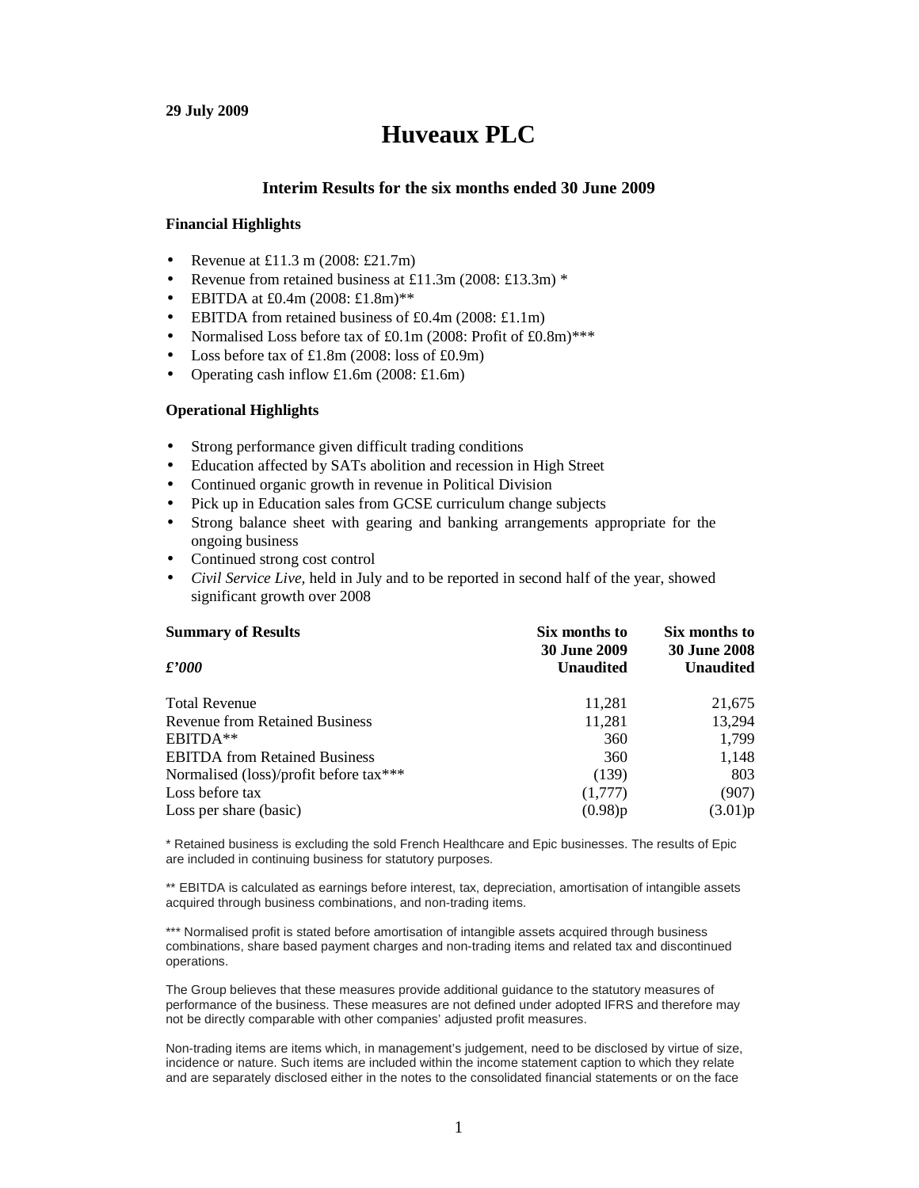**29 July 2009**

# Huveaux PLC

### Interim Results for the six months ended 30 June 2009

**Financial Highlights**

- Revenue at £11.3 m (2008: £21.7m)
- Revenue from retained business at £11.3m (2008: £13.3m) *
- EBITDA at £0.4m (2008: £1.8m)**
- EBITDA from retained business of £0.4m (2008: £1.1m)
- Normalised Loss before tax of £0.1m (2008: Profit of £0.8m)***
- Loss before tax of £1.8m (2008: loss of £0.9m)
- Operating cash inflow £1.6m (2008: £1.6m)

**Operational Highlights**

- Strong performance given difficult trading conditions
- Education affected by SATs abolition and recession in High Street
- Continued organic growth in revenue in Political Division
- Pick up in Education sales from GCSE curriculum change subjects
- Strong balance sheet with gearing and banking arrangements appropriate for the ongoing business
- Continued strong cost control
- *Civil Service Live,* held in July and to be reported in second half of the year, showed significant growth over 2008

| **Summary of Results** *£'000* | **Six months to 30 June 2009 Unaudited** | **Six months to 30 June 2008 Unaudited** |
|---|---|---|
| Total Revenue | 11,281 | 21,675 |
| Revenue from Retained Business | 11,281 | 13,294 |
| EBITDA** | 360 | 1,799 |
| EBITDA from Retained Business | 360 | 1,148 |
| Normalised (loss)/profit before tax*** | (139) | 803 |
| Loss before tax | (1,777) | (907) |
| Loss per share (basic) | (0.98)p | (3.01)p |

* Retained business is excluding the sold French Healthcare and Epic businesses. The results of Epic are included in continuing business for statutory purposes.

** EBITDA is calculated as earnings before interest, tax, depreciation, amortisation of intangible assets acquired through business combinations, and non-trading items.

*** Normalised profit is stated before amortisation of intangible assets acquired through business combinations, share based payment charges and non-trading items and related tax and discontinued operations.

The Group believes that these measures provide additional guidance to the statutory measures of performance of the business. These measures are not defined under adopted IFRS and therefore may not be directly comparable with other companies' adjusted profit measures.

Non-trading items are items which, in management's judgement, need to be disclosed by virtue of size, incidence or nature. Such items are included within the income statement caption to which they relate and are separately disclosed either in the notes to the consolidated financial statements or on the face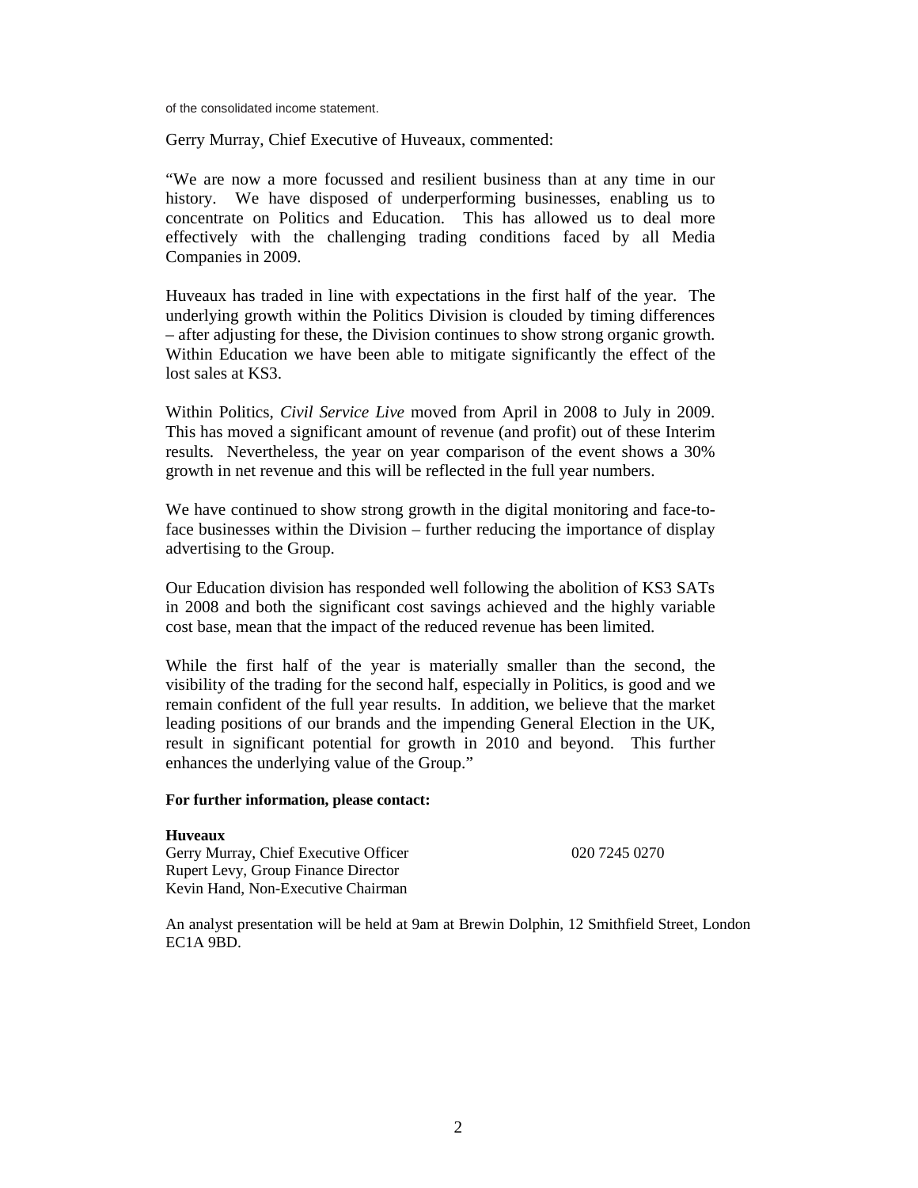of the consolidated income statement.

Gerry Murray, Chief Executive of Huveaux, commented:

"We are now a more focussed and resilient business than at any time in our history. We have disposed of underperforming businesses, enabling us to concentrate on Politics and Education. This has allowed us to deal more effectively with the challenging trading conditions faced by all Media Companies in 2009.

Huveaux has traded in line with expectations in the first half of the year. The underlying growth within the Politics Division is clouded by timing differences – after adjusting for these, the Division continues to show strong organic growth. Within Education we have been able to mitigate significantly the effect of the lost sales at KS3.

Within Politics, *Civil Service Live* moved from April in 2008 to July in 2009. This has moved a significant amount of revenue (and profit) out of these Interim results. Nevertheless, the year on year comparison of the event shows a 30% growth in net revenue and this will be reflected in the full year numbers.

We have continued to show strong growth in the digital monitoring and face-to-face businesses within the Division – further reducing the importance of display advertising to the Group.

Our Education division has responded well following the abolition of KS3 SATs in 2008 and both the significant cost savings achieved and the highly variable cost base, mean that the impact of the reduced revenue has been limited.

While the first half of the year is materially smaller than the second, the visibility of the trading for the second half, especially in Politics, is good and we remain confident of the full year results. In addition, we believe that the market leading positions of our brands and the impending General Election in the UK, result in significant potential for growth in 2010 and beyond. This further enhances the underlying value of the Group."

**For further information, please contact:**

**Huveaux**
Gerry Murray, Chief Executive Officer 020 7245 0270
Rupert Levy, Group Finance Director
Kevin Hand, Non-Executive Chairman

An analyst presentation will be held at 9am at Brewin Dolphin, 12 Smithfield Street, London EC1A 9BD.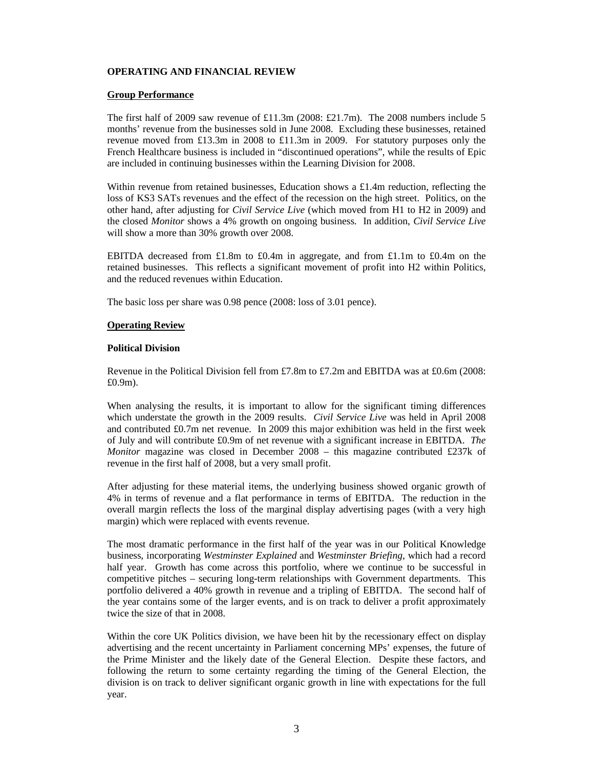## OPERATING AND FINANCIAL REVIEW

### Group Performance

The first half of 2009 saw revenue of £11.3m (2008: £21.7m). The 2008 numbers include 5 months' revenue from the businesses sold in June 2008. Excluding these businesses, retained revenue moved from £13.3m in 2008 to £11.3m in 2009. For statutory purposes only the French Healthcare business is included in "discontinued operations", while the results of Epic are included in continuing businesses within the Learning Division for 2008.

Within revenue from retained businesses, Education shows a £1.4m reduction, reflecting the loss of KS3 SATs revenues and the effect of the recession on the high street. Politics, on the other hand, after adjusting for *Civil Service Live* (which moved from H1 to H2 in 2009) and the closed *Monitor* shows a 4% growth on ongoing business. In addition, *Civil Service Live* will show a more than 30% growth over 2008.

EBITDA decreased from £1.8m to £0.4m in aggregate, and from £1.1m to £0.4m on the retained businesses. This reflects a significant movement of profit into H2 within Politics, and the reduced revenues within Education.

The basic loss per share was 0.98 pence (2008: loss of 3.01 pence).

### Operating Review

#### Political Division

Revenue in the Political Division fell from £7.8m to £7.2m and EBITDA was at £0.6m (2008: £0.9m).

When analysing the results, it is important to allow for the significant timing differences which understate the growth in the 2009 results. *Civil Service Live* was held in April 2008 and contributed £0.7m net revenue. In 2009 this major exhibition was held in the first week of July and will contribute £0.9m of net revenue with a significant increase in EBITDA. *The Monitor* magazine was closed in December 2008 – this magazine contributed £237k of revenue in the first half of 2008, but a very small profit.

After adjusting for these material items, the underlying business showed organic growth of 4% in terms of revenue and a flat performance in terms of EBITDA. The reduction in the overall margin reflects the loss of the marginal display advertising pages (with a very high margin) which were replaced with events revenue.

The most dramatic performance in the first half of the year was in our Political Knowledge business, incorporating *Westminster Explained* and *Westminster Briefing*, which had a record half year. Growth has come across this portfolio, where we continue to be successful in competitive pitches – securing long-term relationships with Government departments. This portfolio delivered a 40% growth in revenue and a tripling of EBITDA. The second half of the year contains some of the larger events, and is on track to deliver a profit approximately twice the size of that in 2008.

Within the core UK Politics division, we have been hit by the recessionary effect on display advertising and the recent uncertainty in Parliament concerning MPs' expenses, the future of the Prime Minister and the likely date of the General Election. Despite these factors, and following the return to some certainty regarding the timing of the General Election, the division is on track to deliver significant organic growth in line with expectations for the full year.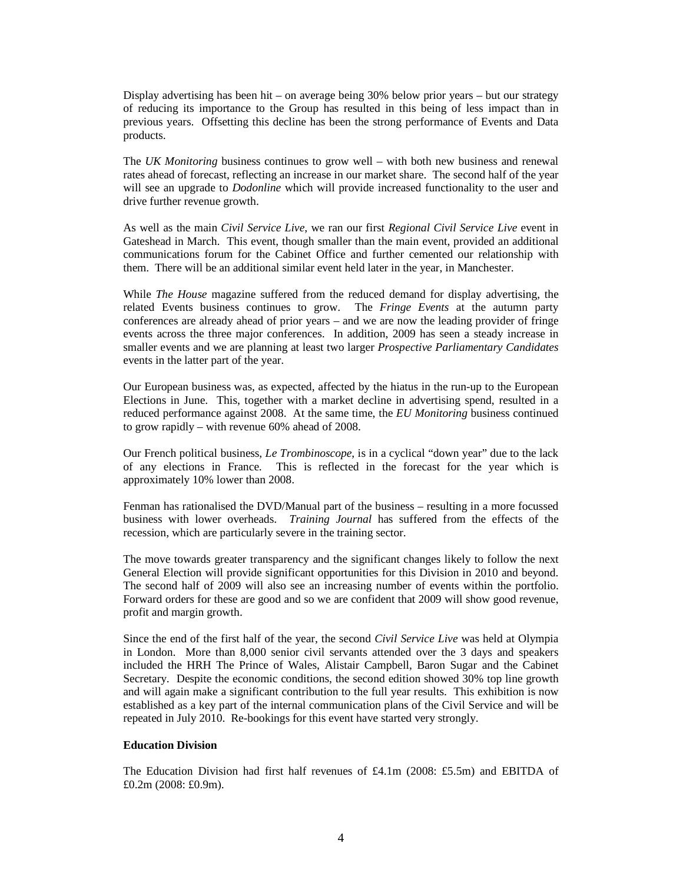Display advertising has been hit – on average being 30% below prior years – but our strategy of reducing its importance to the Group has resulted in this being of less impact than in previous years. Offsetting this decline has been the strong performance of Events and Data products.

The *UK Monitoring* business continues to grow well – with both new business and renewal rates ahead of forecast, reflecting an increase in our market share. The second half of the year will see an upgrade to *Dodonline* which will provide increased functionality to the user and drive further revenue growth.

As well as the main *Civil Service Live*, we ran our first *Regional Civil Service Live* event in Gateshead in March. This event, though smaller than the main event, provided an additional communications forum for the Cabinet Office and further cemented our relationship with them. There will be an additional similar event held later in the year, in Manchester.

While *The House* magazine suffered from the reduced demand for display advertising, the related Events business continues to grow. The *Fringe Events* at the autumn party conferences are already ahead of prior years – and we are now the leading provider of fringe events across the three major conferences. In addition, 2009 has seen a steady increase in smaller events and we are planning at least two larger *Prospective Parliamentary Candidates* events in the latter part of the year.

Our European business was, as expected, affected by the hiatus in the run-up to the European Elections in June. This, together with a market decline in advertising spend, resulted in a reduced performance against 2008. At the same time, the *EU Monitoring* business continued to grow rapidly – with revenue 60% ahead of 2008.

Our French political business, *Le Trombinoscope*, is in a cyclical "down year" due to the lack of any elections in France. This is reflected in the forecast for the year which is approximately 10% lower than 2008.

Fenman has rationalised the DVD/Manual part of the business – resulting in a more focussed business with lower overheads. *Training Journal* has suffered from the effects of the recession, which are particularly severe in the training sector.

The move towards greater transparency and the significant changes likely to follow the next General Election will provide significant opportunities for this Division in 2010 and beyond. The second half of 2009 will also see an increasing number of events within the portfolio. Forward orders for these are good and so we are confident that 2009 will show good revenue, profit and margin growth.

Since the end of the first half of the year, the second *Civil Service Live* was held at Olympia in London. More than 8,000 senior civil servants attended over the 3 days and speakers included the HRH The Prince of Wales, Alistair Campbell, Baron Sugar and the Cabinet Secretary. Despite the economic conditions, the second edition showed 30% top line growth and will again make a significant contribution to the full year results. This exhibition is now established as a key part of the internal communication plans of the Civil Service and will be repeated in July 2010. Re-bookings for this event have started very strongly.

**Education Division**

The Education Division had first half revenues of £4.1m (2008: £5.5m) and EBITDA of £0.2m (2008: £0.9m).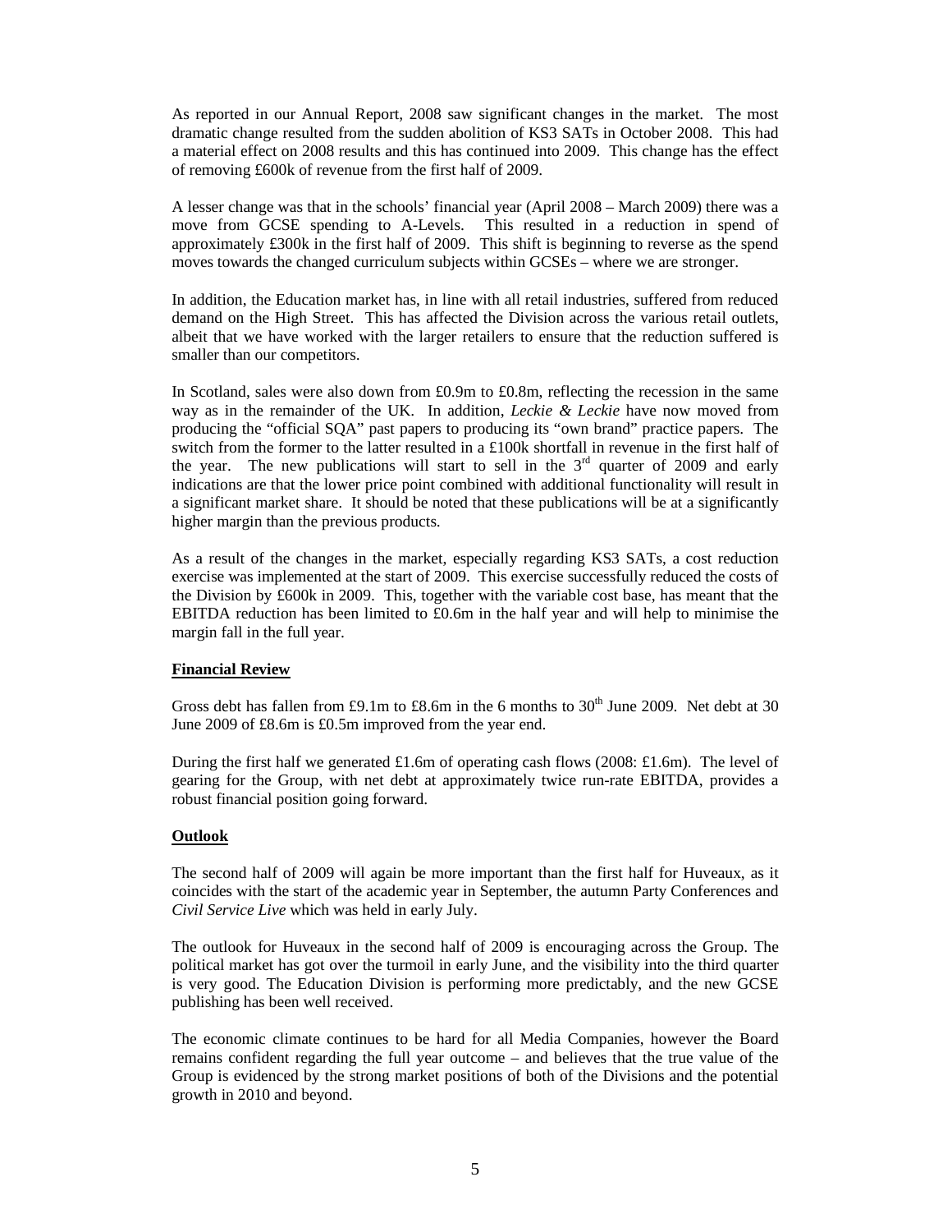As reported in our Annual Report, 2008 saw significant changes in the market. The most dramatic change resulted from the sudden abolition of KS3 SATs in October 2008. This had a material effect on 2008 results and this has continued into 2009. This change has the effect of removing £600k of revenue from the first half of 2009.

A lesser change was that in the schools' financial year (April 2008 – March 2009) there was a move from GCSE spending to A-Levels. This resulted in a reduction in spend of approximately £300k in the first half of 2009. This shift is beginning to reverse as the spend moves towards the changed curriculum subjects within GCSEs – where we are stronger.

In addition, the Education market has, in line with all retail industries, suffered from reduced demand on the High Street. This has affected the Division across the various retail outlets, albeit that we have worked with the larger retailers to ensure that the reduction suffered is smaller than our competitors.

In Scotland, sales were also down from £0.9m to £0.8m, reflecting the recession in the same way as in the remainder of the UK. In addition, *Leckie & Leckie* have now moved from producing the "official SQA" past papers to producing its "own brand" practice papers. The switch from the former to the latter resulted in a £100k shortfall in revenue in the first half of the year. The new publications will start to sell in the 3rd quarter of 2009 and early indications are that the lower price point combined with additional functionality will result in a significant market share. It should be noted that these publications will be at a significantly higher margin than the previous products.

As a result of the changes in the market, especially regarding KS3 SATs, a cost reduction exercise was implemented at the start of 2009. This exercise successfully reduced the costs of the Division by £600k in 2009. This, together with the variable cost base, has meant that the EBITDA reduction has been limited to £0.6m in the half year and will help to minimise the margin fall in the full year.

## Financial Review

Gross debt has fallen from £9.1m to £8.6m in the 6 months to 30th June 2009. Net debt at 30 June 2009 of £8.6m is £0.5m improved from the year end.

During the first half we generated £1.6m of operating cash flows (2008: £1.6m). The level of gearing for the Group, with net debt at approximately twice run-rate EBITDA, provides a robust financial position going forward.

## Outlook

The second half of 2009 will again be more important than the first half for Huveaux, as it coincides with the start of the academic year in September, the autumn Party Conferences and *Civil Service Live* which was held in early July.

The outlook for Huveaux in the second half of 2009 is encouraging across the Group. The political market has got over the turmoil in early June, and the visibility into the third quarter is very good. The Education Division is performing more predictably, and the new GCSE publishing has been well received.

The economic climate continues to be hard for all Media Companies, however the Board remains confident regarding the full year outcome – and believes that the true value of the Group is evidenced by the strong market positions of both of the Divisions and the potential growth in 2010 and beyond.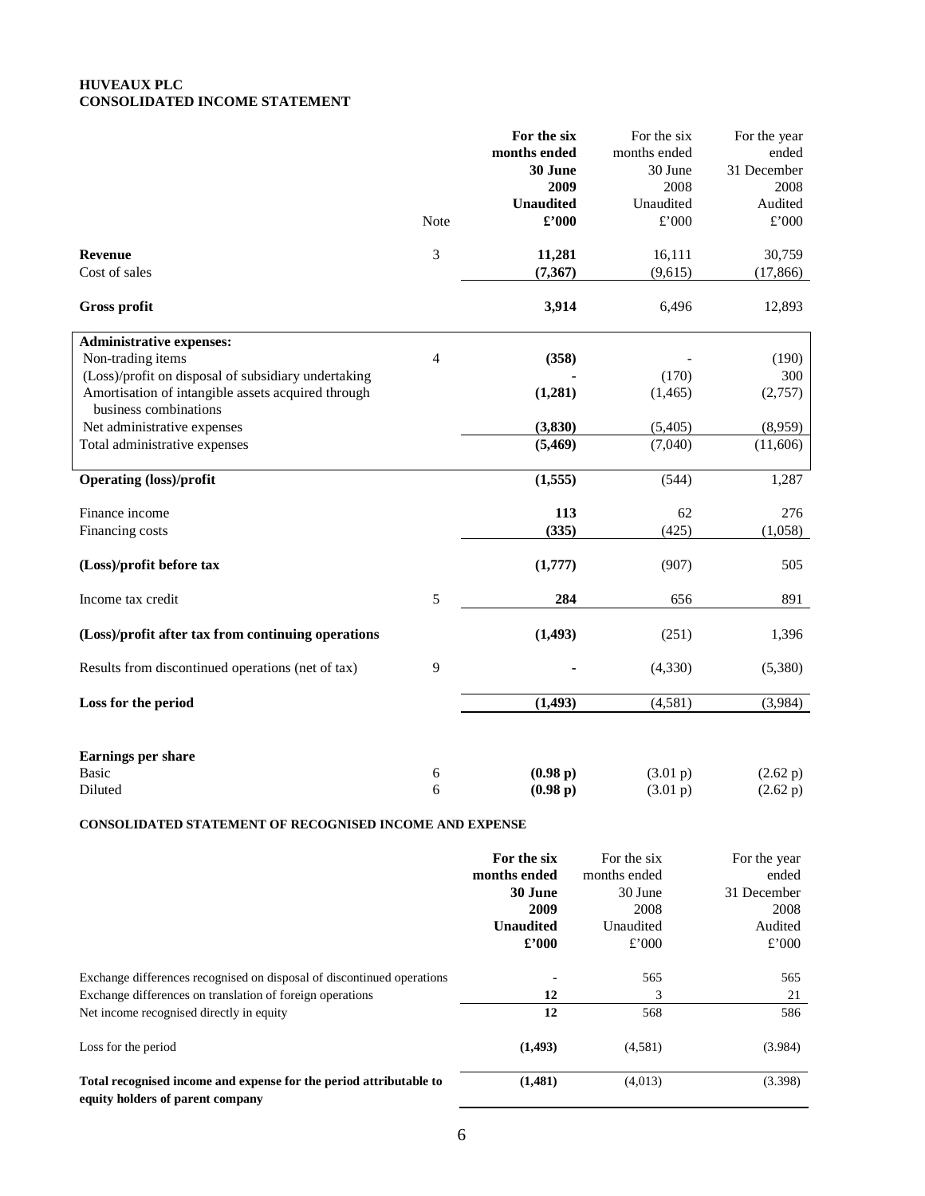**HUVEAUX PLC**
**CONSOLIDATED INCOME STATEMENT**

| | Note | **For the six months ended 30 June 2009 Unaudited £'000** | For the six months ended 30 June 2008 Unaudited £'000 | For the year ended 31 December 2008 Audited £'000 |
|---|---|---|---|---|
| **Revenue** | 3 | **11,281** | 16,111 | 30,759 |
| Cost of sales | | **(7,367)** | (9,615) | (17,866) |
| **Gross profit** | | **3,914** | 6,496 | 12,893 |
| **Administrative expenses:** | | | | |
| Non-trading items | 4 | **(358)** | - | (190) |
| (Loss)/profit on disposal of subsidiary undertaking | | **-** | (170) | 300 |
| Amortisation of intangible assets acquired through business combinations | | **(1,281)** | (1,465) | (2,757) |
| Net administrative expenses | | **(3,830)** | (5,405) | (8,959) |
| Total administrative expenses | | **(5,469)** | (7,040) | (11,606) |
| **Operating (loss)/profit** | | **(1,555)** | (544) | 1,287 |
| Finance income | | **113** | 62 | 276 |
| Financing costs | | **(335)** | (425) | (1,058) |
| **(Loss)/profit before tax** | | **(1,777)** | (907) | 505 |
| Income tax credit | 5 | **284** | 656 | 891 |
| **(Loss)/profit after tax from continuing operations** | | **(1,493)** | (251) | 1,396 |
| Results from discontinued operations (net of tax) | 9 | **-** | (4,330) | (5,380) |
| **Loss for the period** | | **(1,493)** | (4,581) | (3,984) |
| **Earnings per share** | | | | |
| Basic | 6 | **(0.98 p)** | (3.01 p) | (2.62 p) |
| Diluted | 6 | **(0.98 p)** | (3.01 p) | (2.62 p) |

**CONSOLIDATED STATEMENT OF RECOGNISED INCOME AND EXPENSE**

| | **For the six months ended 30 June 2009 Unaudited £'000** | For the six months ended 30 June 2008 Unaudited £'000 | For the year ended 31 December 2008 Audited £'000 |
|---|---|---|---|
| Exchange differences recognised on disposal of discontinued operations | **-** | 565 | 565 |
| Exchange differences on translation of foreign operations | **12** | 3 | 21 |
| Net income recognised directly in equity | **12** | 568 | 586 |
| Loss for the period | **(1,493)** | (4,581) | (3.984) |
| **Total recognised income and expense for the period attributable to equity holders of parent company** | **(1,481)** | (4,013) | (3.398) |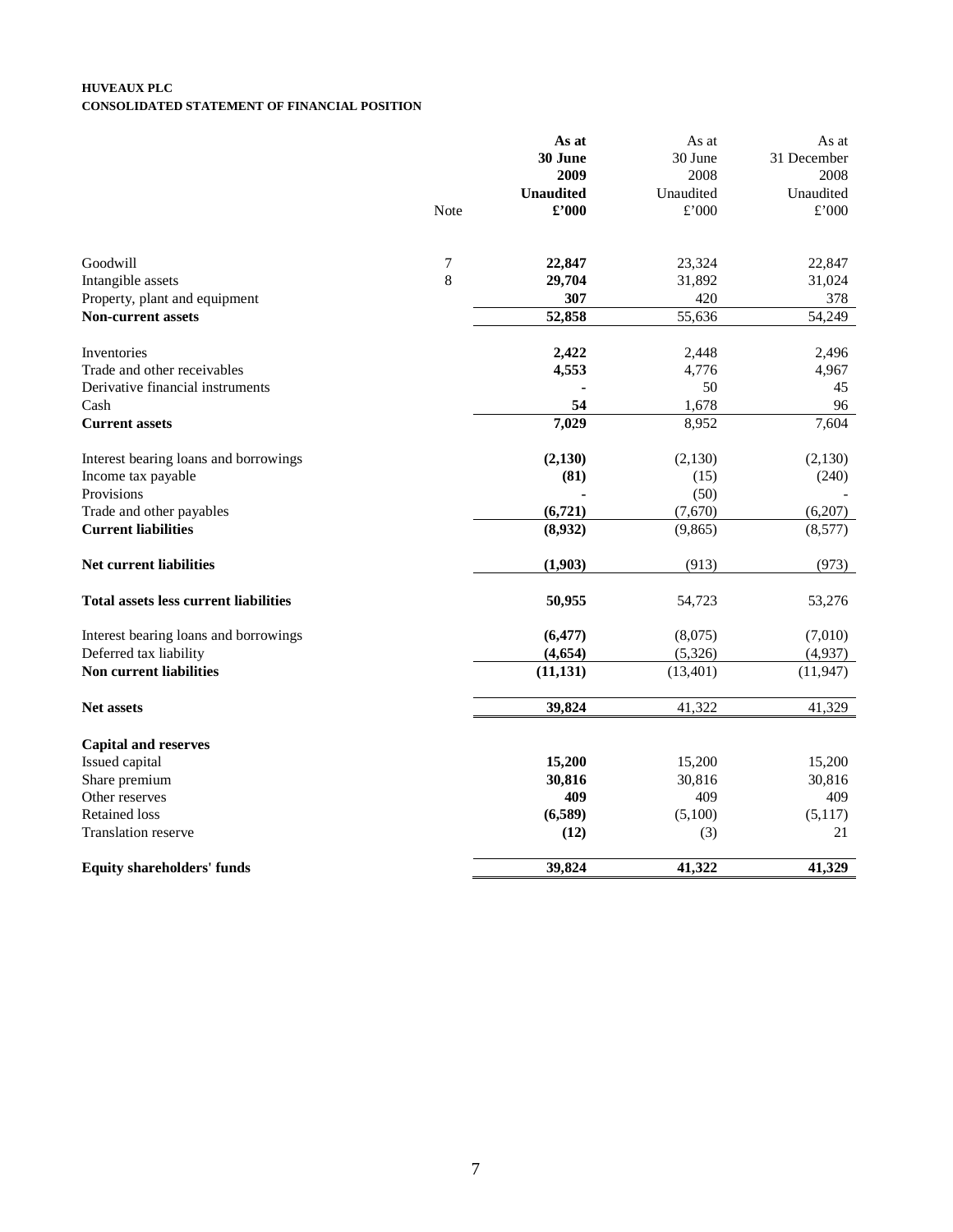**HUVEAUX PLC**
**CONSOLIDATED STATEMENT OF FINANCIAL POSITION**

| | Note | **As at 30 June 2009 Unaudited £'000** | As at 30 June 2008 Unaudited £'000 | As at 31 December 2008 Unaudited £'000 |
|---|---|---|---|---|
| Goodwill | 7 | **22,847** | 23,324 | 22,847 |
| Intangible assets | 8 | **29,704** | 31,892 | 31,024 |
| Property, plant and equipment | | **307** | 420 | 378 |
| **Non-current assets** | | **52,858** | 55,636 | 54,249 |
| | | | | |
| Inventories | | **2,422** | 2,448 | 2,496 |
| Trade and other receivables | | **4,553** | 4,776 | 4,967 |
| Derivative financial instruments | | **-** | 50 | 45 |
| Cash | | **54** | 1,678 | 96 |
| **Current assets** | | **7,029** | 8,952 | 7,604 |
| | | | | |
| Interest bearing loans and borrowings | | **(2,130)** | (2,130) | (2,130) |
| Income tax payable | | **(81)** | (15) | (240) |
| Provisions | | **-** | (50) | - |
| Trade and other payables | | **(6,721)** | (7,670) | (6,207) |
| **Current liabilities** | | **(8,932)** | (9,865) | (8,577) |
| | | | | |
| **Net current liabilities** | | **(1,903)** | (913) | (973) |
| | | | | |
| **Total assets less current liabilities** | | **50,955** | 54,723 | 53,276 |
| | | | | |
| Interest bearing loans and borrowings | | **(6,477)** | (8,075) | (7,010) |
| Deferred tax liability | | **(4,654)** | (5,326) | (4,937) |
| **Non current liabilities** | | **(11,131)** | (13,401) | (11,947) |
| | | | | |
| **Net assets** | | **39,824** | 41,322 | 41,329 |
| | | | | |
| **Capital and reserves** | | | | |
| Issued capital | | **15,200** | 15,200 | 15,200 |
| Share premium | | **30,816** | 30,816 | 30,816 |
| Other reserves | | **409** | 409 | 409 |
| Retained loss | | **(6,589)** | (5,100) | (5,117) |
| Translation reserve | | **(12)** | (3) | 21 |
| | | | | |
| **Equity shareholders' funds** | | **39,824** | **41,322** | **41,329** |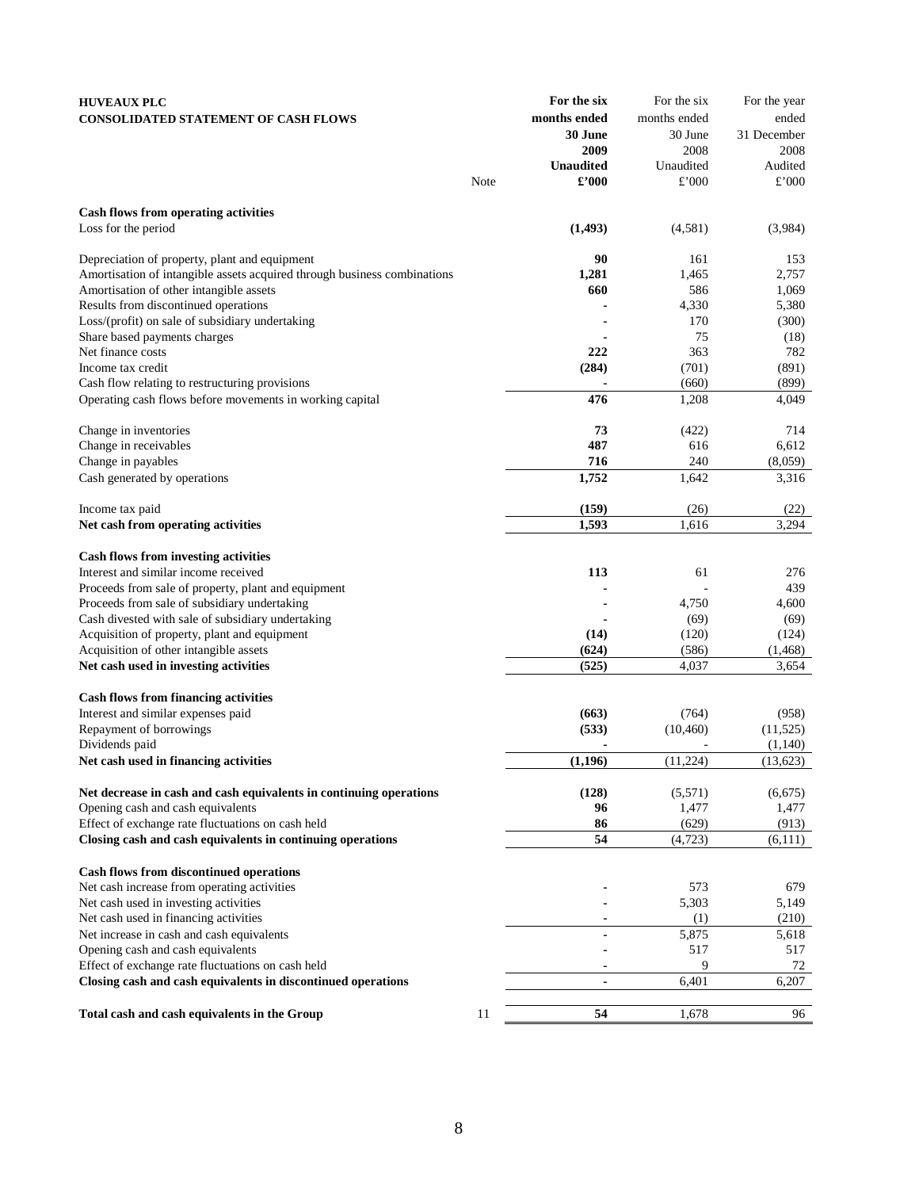**HUVEAUX PLC**
**CONSOLIDATED STATEMENT OF CASH FLOWS**

| | Note | **For the six months ended 30 June 2009 Unaudited £'000** | For the six months ended 30 June 2008 Unaudited £'000 | For the year ended 31 December 2008 Audited £'000 |
|---|---|---|---|---|
| **Cash flows from operating activities** | | | | |
| Loss for the period | | **(1,493)** | (4,581) | (3,984) |
| | | | | |
| Depreciation of property, plant and equipment | | **90** | 161 | 153 |
| Amortisation of intangible assets acquired through business combinations | | **1,281** | 1,465 | 2,757 |
| Amortisation of other intangible assets | | **660** | 586 | 1,069 |
| Results from discontinued operations | | **-** | 4,330 | 5,380 |
| Loss/(profit) on sale of subsidiary undertaking | | **-** | 170 | (300) |
| Share based payments charges | | **-** | 75 | (18) |
| Net finance costs | | **222** | 363 | 782 |
| Income tax credit | | **(284)** | (701) | (891) |
| Cash flow relating to restructuring provisions | | **-** | (660) | (899) |
| Operating cash flows before movements in working capital | | **476** | 1,208 | 4,049 |
| | | | | |
| Change in inventories | | **73** | (422) | 714 |
| Change in receivables | | **487** | 616 | 6,612 |
| Change in payables | | **716** | 240 | (8,059) |
| Cash generated by operations | | **1,752** | 1,642 | 3,316 |
| | | | | |
| Income tax paid | | **(159)** | (26) | (22) |
| **Net cash from operating activities** | | **1,593** | 1,616 | 3,294 |
| | | | | |
| **Cash flows from investing activities** | | | | |
| Interest and similar income received | | **113** | 61 | 276 |
| Proceeds from sale of property, plant and equipment | | **-** | - | 439 |
| Proceeds from sale of subsidiary undertaking | | **-** | 4,750 | 4,600 |
| Cash divested with sale of subsidiary undertaking | | **-** | (69) | (69) |
| Acquisition of property, plant and equipment | | **(14)** | (120) | (124) |
| Acquisition of other intangible assets | | **(624)** | (586) | (1,468) |
| **Net cash used in investing activities** | | **(525)** | 4,037 | 3,654 |
| | | | | |
| **Cash flows from financing activities** | | | | |
| Interest and similar expenses paid | | **(663)** | (764) | (958) |
| Repayment of borrowings | | **(533)** | (10,460) | (11,525) |
| Dividends paid | | **-** | - | (1,140) |
| **Net cash used in financing activities** | | **(1,196)** | (11,224) | (13,623) |
| | | | | |
| **Net decrease in cash and cash equivalents in continuing operations** | | **(128)** | (5,571) | (6,675) |
| Opening cash and cash equivalents | | **96** | 1,477 | 1,477 |
| Effect of exchange rate fluctuations on cash held | | **86** | (629) | (913) |
| **Closing cash and cash equivalents in continuing operations** | | **54** | (4,723) | (6,111) |
| | | | | |
| **Cash flows from discontinued operations** | | | | |
| Net cash increase from operating activities | | **-** | 573 | 679 |
| Net cash used in investing activities | | **-** | 5,303 | 5,149 |
| Net cash used in financing activities | | **-** | (1) | (210) |
| Net increase in cash and cash equivalents | | **-** | 5,875 | 5,618 |
| Opening cash and cash equivalents | | **-** | 517 | 517 |
| Effect of exchange rate fluctuations on cash held | | **-** | 9 | 72 |
| **Closing cash and cash equivalents in discontinued operations** | | **-** | 6,401 | 6,207 |
| | | | | |
| **Total cash and cash equivalents in the Group** | 11 | **54** | 1,678 | 96 |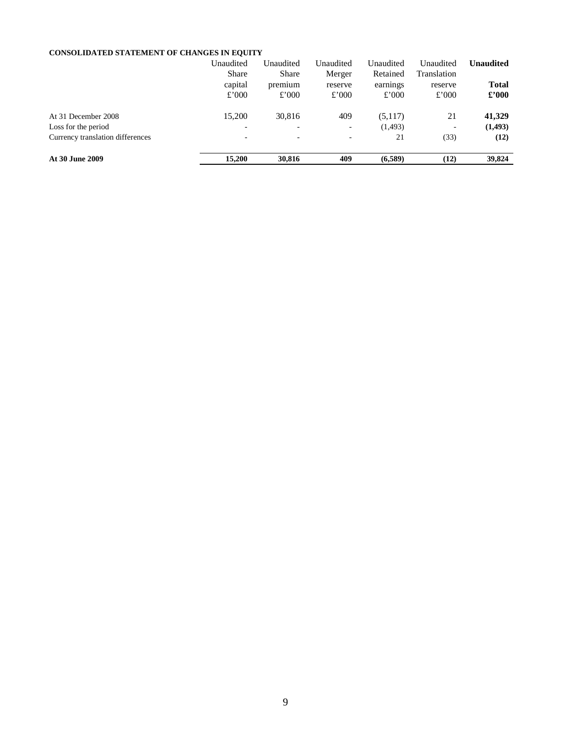**CONSOLIDATED STATEMENT OF CHANGES IN EQUITY**

| | Unaudited Share capital £'000 | Unaudited Share premium £'000 | Unaudited Merger reserve £'000 | Unaudited Retained earnings £'000 | Unaudited Translation reserve £'000 | **Unaudited Total £'000** |
|---|---|---|---|---|---|---|
| At 31 December 2008 | 15,200 | 30,816 | 409 | (5,117) | 21 | **41,329** |
| Loss for the period | - | - | - | (1,493) | - | **(1,493)** |
| Currency translation differences | - | - | - | 21 | (33) | **(12)** |
| **At 30 June 2009** | **15,200** | **30,816** | **409** | **(6,589)** | **(12)** | **39,824** |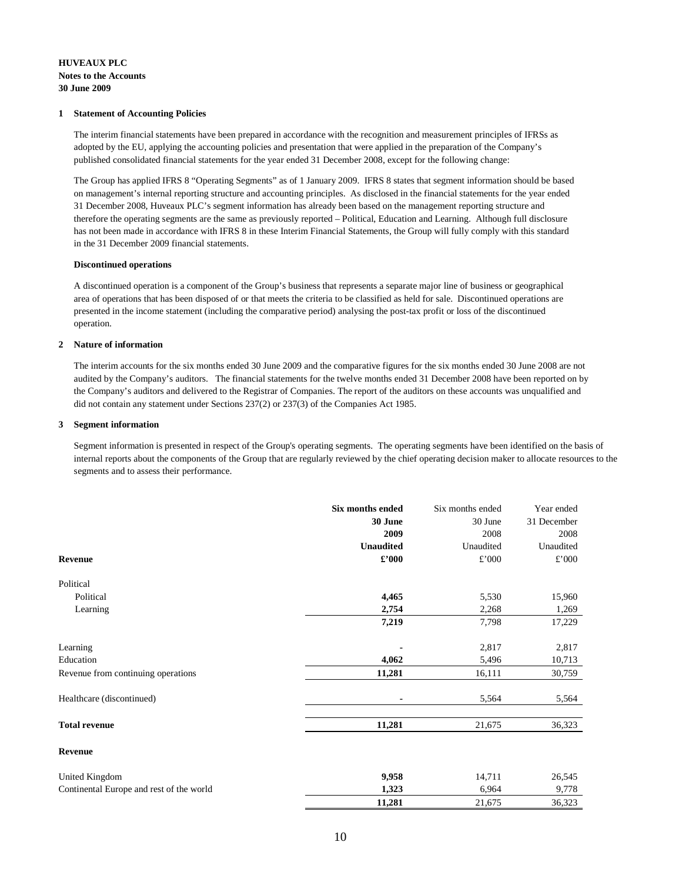**HUVEAUX PLC**
**Notes to the Accounts**
**30 June 2009**

**1 Statement of Accounting Policies**

The interim financial statements have been prepared in accordance with the recognition and measurement principles of IFRSs as adopted by the EU, applying the accounting policies and presentation that were applied in the preparation of the Company's published consolidated financial statements for the year ended 31 December 2008, except for the following change:

The Group has applied IFRS 8 "Operating Segments" as of 1 January 2009. IFRS 8 states that segment information should be based on management's internal reporting structure and accounting principles. As disclosed in the financial statements for the year ended 31 December 2008, Huveaux PLC's segment information has already been based on the management reporting structure and therefore the operating segments are the same as previously reported – Political, Education and Learning. Although full disclosure has not been made in accordance with IFRS 8 in these Interim Financial Statements, the Group will fully comply with this standard in the 31 December 2009 financial statements.

**Discontinued operations**

A discontinued operation is a component of the Group's business that represents a separate major line of business or geographical area of operations that has been disposed of or that meets the criteria to be classified as held for sale. Discontinued operations are presented in the income statement (including the comparative period) analysing the post-tax profit or loss of the discontinued operation.

**2 Nature of information**

The interim accounts for the six months ended 30 June 2009 and the comparative figures for the six months ended 30 June 2008 are not audited by the Company's auditors. The financial statements for the twelve months ended 31 December 2008 have been reported on by the Company's auditors and delivered to the Registrar of Companies. The report of the auditors on these accounts was unqualified and did not contain any statement under Sections 237(2) or 237(3) of the Companies Act 1985.

**3 Segment information**

Segment information is presented in respect of the Group's operating segments. The operating segments have been identified on the basis of internal reports about the components of the Group that are regularly reviewed by the chief operating decision maker to allocate resources to the segments and to assess their performance.

| | **Six months ended 30 June 2009 Unaudited £'000** | Six months ended 30 June 2008 Unaudited £'000 | Year ended 31 December 2008 Unaudited £'000 |
|---|---|---|---|
| **Revenue** | | | |
| Political | | | |
| Political | **4,465** | 5,530 | 15,960 |
| Learning | **2,754** | 2,268 | 1,269 |
| | **7,219** | 7,798 | 17,229 |
| Learning | **-** | 2,817 | 2,817 |
| Education | **4,062** | 5,496 | 10,713 |
| Revenue from continuing operations | **11,281** | 16,111 | 30,759 |
| Healthcare (discontinued) | **-** | 5,564 | 5,564 |
| **Total revenue** | **11,281** | 21,675 | 36,323 |
| **Revenue** | | | |
| United Kingdom | **9,958** | 14,711 | 26,545 |
| Continental Europe and rest of the world | **1,323** | 6,964 | 9,778 |
| | **11,281** | 21,675 | 36,323 |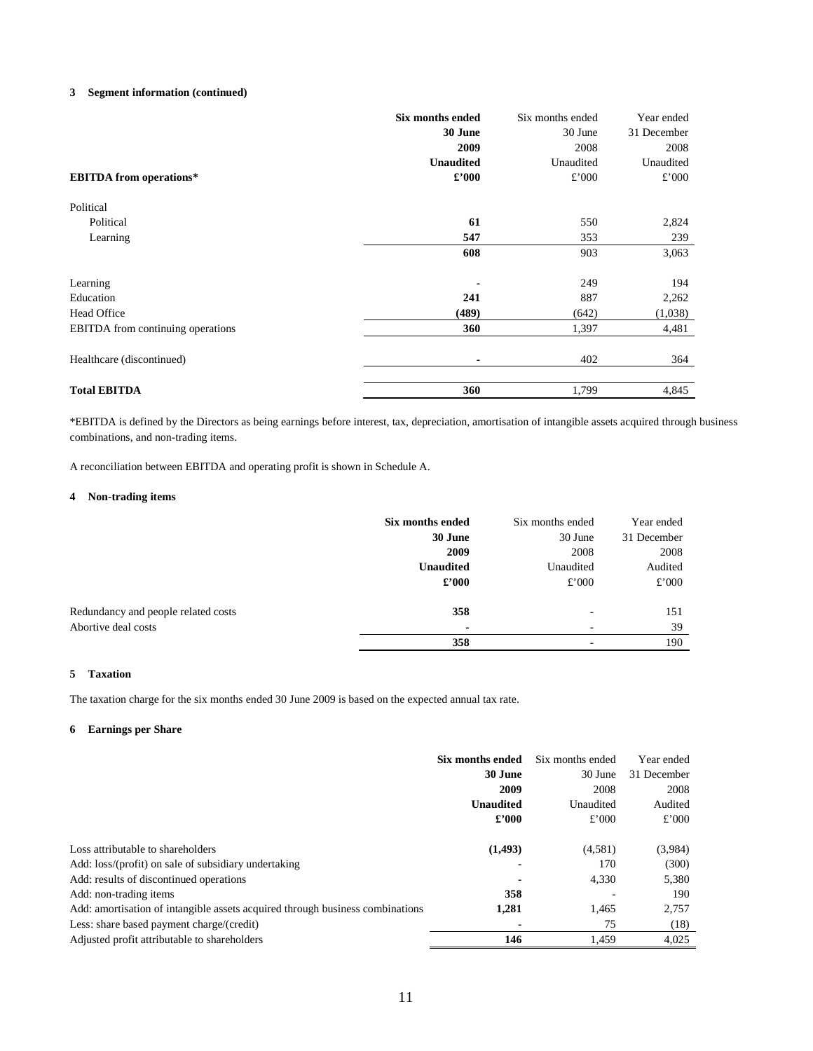### 3 Segment information (continued)

| EBITDA from operations* | **Six months ended 30 June 2009 Unaudited £'000** | Six months ended 30 June 2008 Unaudited £'000 | Year ended 31 December 2008 Unaudited £'000 |
|---|---|---|---|
| Political | | | |
| Political | **61** | 550 | 2,824 |
| Learning | **547** | 353 | 239 |
| | **608** | 903 | 3,063 |
| Learning | **-** | 249 | 194 |
| Education | **241** | 887 | 2,262 |
| Head Office | **(489)** | (642) | (1,038) |
| EBITDA from continuing operations | **360** | 1,397 | 4,481 |
| Healthcare (discontinued) | **-** | 402 | 364 |
| **Total EBITDA** | **360** | 1,799 | 4,845 |

*EBITDA is defined by the Directors as being earnings before interest, tax, depreciation, amortisation of intangible assets acquired through business combinations, and non-trading items.

A reconciliation between EBITDA and operating profit is shown in Schedule A.

### 4 Non-trading items

| | **Six months ended 30 June 2009 Unaudited £'000** | Six months ended 30 June 2008 Unaudited £'000 | Year ended 31 December 2008 Audited £'000 |
|---|---|---|---|
| Redundancy and people related costs | **358** | - | 151 |
| Abortive deal costs | **-** | - | 39 |
| | **358** | - | 190 |

### 5 Taxation

The taxation charge for the six months ended 30 June 2009 is based on the expected annual tax rate.

### 6 Earnings per Share

| | **Six months ended 30 June 2009 Unaudited £'000** | Six months ended 30 June 2008 Unaudited £'000 | Year ended 31 December 2008 Audited £'000 |
|---|---|---|---|
| Loss attributable to shareholders | **(1,493)** | (4,581) | (3,984) |
| Add: loss/(profit) on sale of subsidiary undertaking | **-** | 170 | (300) |
| Add: results of discontinued operations | **-** | 4,330 | 5,380 |
| Add: non-trading items | **358** | - | 190 |
| Add: amortisation of intangible assets acquired through business combinations | **1,281** | 1,465 | 2,757 |
| Less: share based payment charge/(credit) | **-** | 75 | (18) |
| Adjusted profit attributable to shareholders | **146** | 1,459 | 4,025 |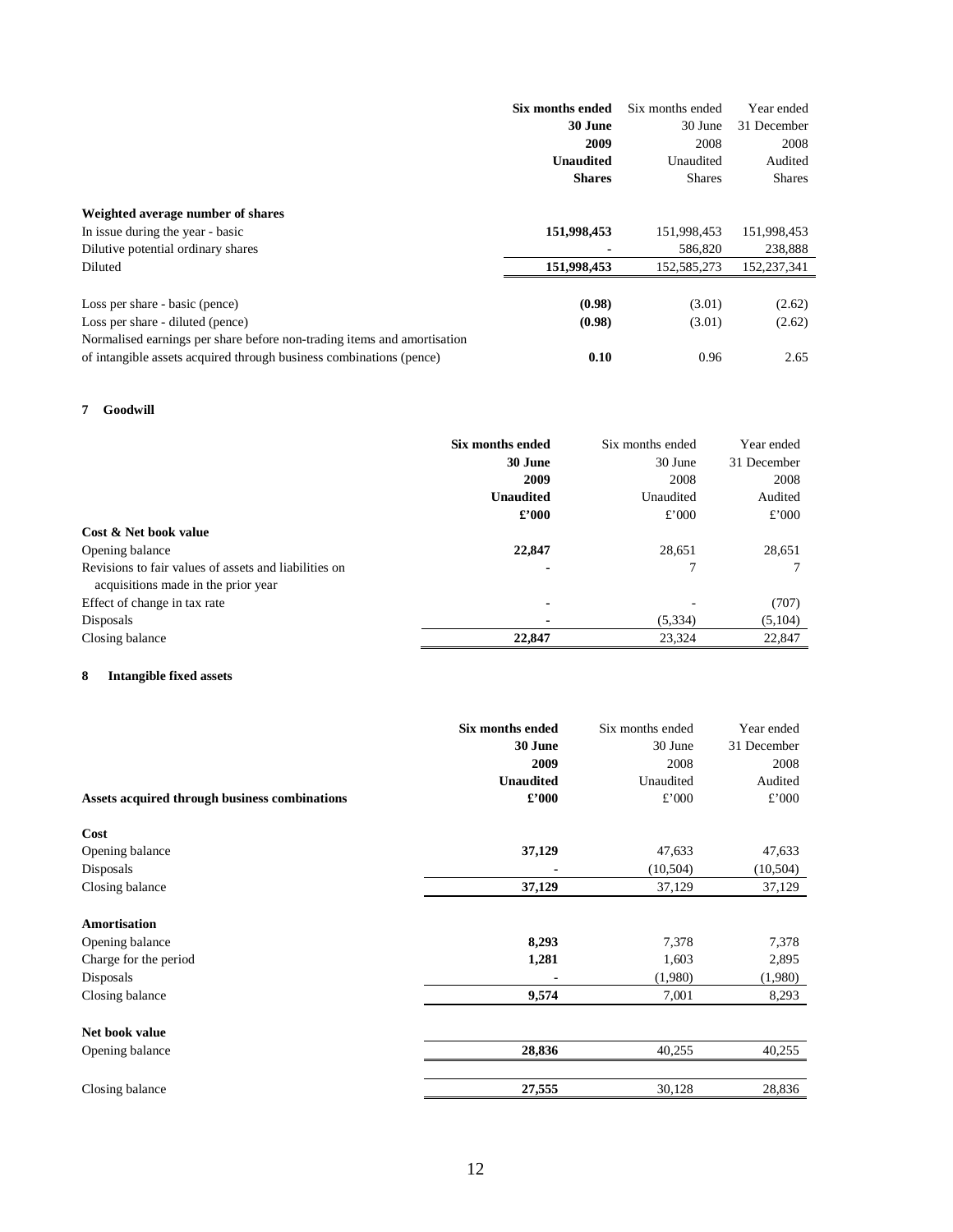| | Six months ended 30 June 2009 Unaudited Shares | Six months ended 30 June 2008 Unaudited Shares | Year ended 31 December 2008 Audited Shares |
|---|---|---|---|
| **Weighted average number of shares** | | | |
| In issue during the year - basic | **151,998,453** | 151,998,453 | 151,998,453 |
| Dilutive potential ordinary shares | **-** | 586,820 | 238,888 |
| Diluted | **151,998,453** | 152,585,273 | 152,237,341 |
| | | | |
| Loss per share - basic (pence) | **(0.98)** | (3.01) | (2.62) |
| Loss per share - diluted (pence) | **(0.98)** | (3.01) | (2.62) |
| Normalised earnings per share before non-trading items and amortisation of intangible assets acquired through business combinations (pence) | **0.10** | 0.96 | 2.65 |

## 7 Goodwill

| | Six months ended 30 June 2009 Unaudited £'000 | Six months ended 30 June 2008 Unaudited £'000 | Year ended 31 December 2008 Audited £'000 |
|---|---|---|---|
| **Cost & Net book value** | | | |
| Opening balance | **22,847** | 28,651 | 28,651 |
| Revisions to fair values of assets and liabilities on acquisitions made in the prior year | **-** | 7 | 7 |
| Effect of change in tax rate | **-** | - | (707) |
| Disposals | **-** | (5,334) | (5,104) |
| Closing balance | **22,847** | 23,324 | 22,847 |

## 8 Intangible fixed assets

| **Assets acquired through business combinations** | Six months ended 30 June 2009 Unaudited £'000 | Six months ended 30 June 2008 Unaudited £'000 | Year ended 31 December 2008 Audited £'000 |
|---|---|---|---|
| **Cost** | | | |
| Opening balance | **37,129** | 47,633 | 47,633 |
| Disposals | **-** | (10,504) | (10,504) |
| Closing balance | **37,129** | 37,129 | 37,129 |
| | | | |
| **Amortisation** | | | |
| Opening balance | **8,293** | 7,378 | 7,378 |
| Charge for the period | **1,281** | 1,603 | 2,895 |
| Disposals | **-** | (1,980) | (1,980) |
| Closing balance | **9,574** | 7,001 | 8,293 |
| | | | |
| **Net book value** | | | |
| Opening balance | **28,836** | 40,255 | 40,255 |
| | | | |
| Closing balance | **27,555** | 30,128 | 28,836 |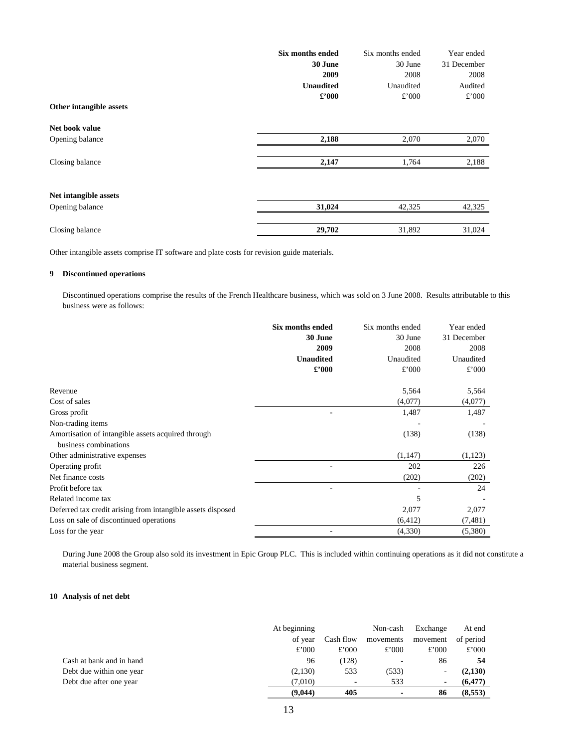| | Six months ended 30 June 2009 Unaudited £'000 | Six months ended 30 June 2008 Unaudited £'000 | Year ended 31 December 2008 Audited £'000 |
|---|---|---|---|
| **Other intangible assets** | | | |
| **Net book value** | | | |
| Opening balance | **2,188** | 2,070 | 2,070 |
| Closing balance | **2,147** | 1,764 | 2,188 |
| **Net intangible assets** | | | |
| Opening balance | **31,024** | 42,325 | 42,325 |
| Closing balance | **29,702** | 31,892 | 31,024 |

Other intangible assets comprise IT software and plate costs for revision guide materials.

## 9 Discontinued operations

Discontinued operations comprise the results of the French Healthcare business, which was sold on 3 June 2008. Results attributable to this business were as follows:

| | Six months ended 30 June 2009 Unaudited £'000 | Six months ended 30 June 2008 Unaudited £'000 | Year ended 31 December 2008 Unaudited £'000 |
|---|---|---|---|
| Revenue | | 5,564 | 5,564 |
| Cost of sales | | (4,077) | (4,077) |
| Gross profit | **-** | 1,487 | 1,487 |
| Non-trading items | | - | - |
| Amortisation of intangible assets acquired through business combinations | | (138) | (138) |
| Other administrative expenses | | (1,147) | (1,123) |
| Operating profit | **-** | 202 | 226 |
| Net finance costs | | (202) | (202) |
| Profit before tax | **-** | - | 24 |
| Related income tax | | 5 | - |
| Deferred tax credit arising from intangible assets disposed | | 2,077 | 2,077 |
| Loss on sale of discontinued operations | | (6,412) | (7,481) |
| Loss for the year | **-** | (4,330) | (5,380) |

During June 2008 the Group also sold its investment in Epic Group PLC. This is included within continuing operations as it did not constitute a material business segment.

## 10 Analysis of net debt

| | At beginning of year £'000 | Cash flow £'000 | Non-cash movements £'000 | Exchange movement £'000 | At end of period £'000 |
|---|---|---|---|---|---|
| Cash at bank and in hand | 96 | (128) | - | 86 | **54** |
| Debt due within one year | (2,130) | 533 | (533) | - | **(2,130)** |
| Debt due after one year | (7,010) | - | 533 | - | **(6,477)** |
| | **(9,044)** | **405** | **-** | **86** | **(8,553)** |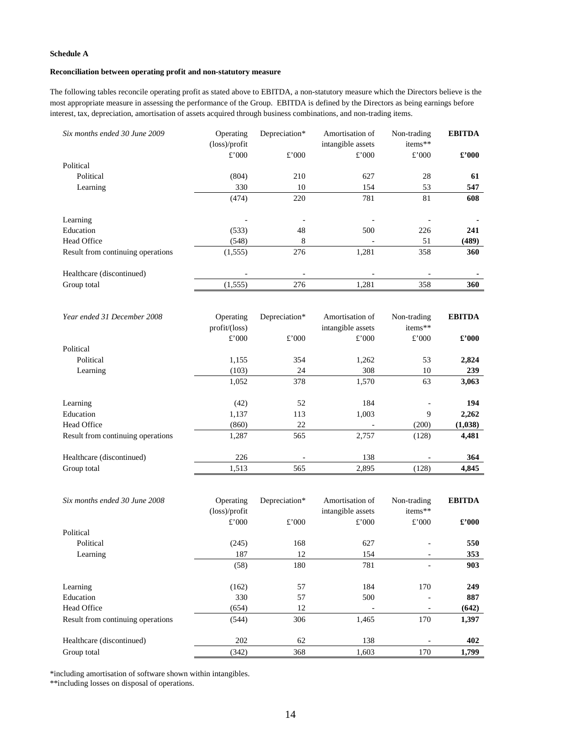**Schedule A**

**Reconciliation between operating profit and non-statutory measure**

The following tables reconcile operating profit as stated above to EBITDA, a non-statutory measure which the Directors believe is the most appropriate measure in assessing the performance of the Group. EBITDA is defined by the Directors as being earnings before interest, tax, depreciation, amortisation of assets acquired through business combinations, and non-trading items.

| *Six months ended 30 June 2009* | Operating (loss)/profit £'000 | Depreciation* £'000 | Amortisation of intangible assets £'000 | Non-trading items** £'000 | **EBITDA £'000** |
|---|---|---|---|---|---|
| Political | | | | | |
| Political | (804) | 210 | 627 | 28 | **61** |
| Learning | 330 | 10 | 154 | 53 | **547** |
| | (474) | 220 | 781 | 81 | **608** |
| Learning | - | - | - | - | **-** |
| Education | (533) | 48 | 500 | 226 | **241** |
| Head Office | (548) | 8 | - | 51 | **(489)** |
| Result from continuing operations | (1,555) | 276 | 1,281 | 358 | **360** |
| Healthcare (discontinued) | - | - | - | - | **-** |
| Group total | (1,555) | 276 | 1,281 | 358 | **360** |

| *Year ended 31 December 2008* | Operating profit/(loss) £'000 | Depreciation* £'000 | Amortisation of intangible assets £'000 | Non-trading items** £'000 | **EBITDA £'000** |
|---|---|---|---|---|---|
| Political | | | | | |
| Political | 1,155 | 354 | 1,262 | 53 | **2,824** |
| Learning | (103) | 24 | 308 | 10 | **239** |
| | 1,052 | 378 | 1,570 | 63 | **3,063** |
| Learning | (42) | 52 | 184 | - | **194** |
| Education | 1,137 | 113 | 1,003 | 9 | **2,262** |
| Head Office | (860) | 22 | - | (200) | **(1,038)** |
| Result from continuing operations | 1,287 | 565 | 2,757 | (128) | **4,481** |
| Healthcare (discontinued) | 226 | - | 138 | - | **364** |
| Group total | 1,513 | 565 | 2,895 | (128) | **4,845** |

| *Six months ended 30 June 2008* | Operating (loss)/profit £'000 | Depreciation* £'000 | Amortisation of intangible assets £'000 | Non-trading items** £'000 | **EBITDA £'000** |
|---|---|---|---|---|---|
| Political | | | | | |
| Political | (245) | 168 | 627 | - | **550** |
| Learning | 187 | 12 | 154 | - | **353** |
| | (58) | 180 | 781 | - | **903** |
| Learning | (162) | 57 | 184 | 170 | **249** |
| Education | 330 | 57 | 500 | - | **887** |
| Head Office | (654) | 12 | - | - | **(642)** |
| Result from continuing operations | (544) | 306 | 1,465 | 170 | **1,397** |
| Healthcare (discontinued) | 202 | 62 | 138 | - | **402** |
| Group total | (342) | 368 | 1,603 | 170 | **1,799** |

*including amortisation of software shown within intangibles.

**including losses on disposal of operations.